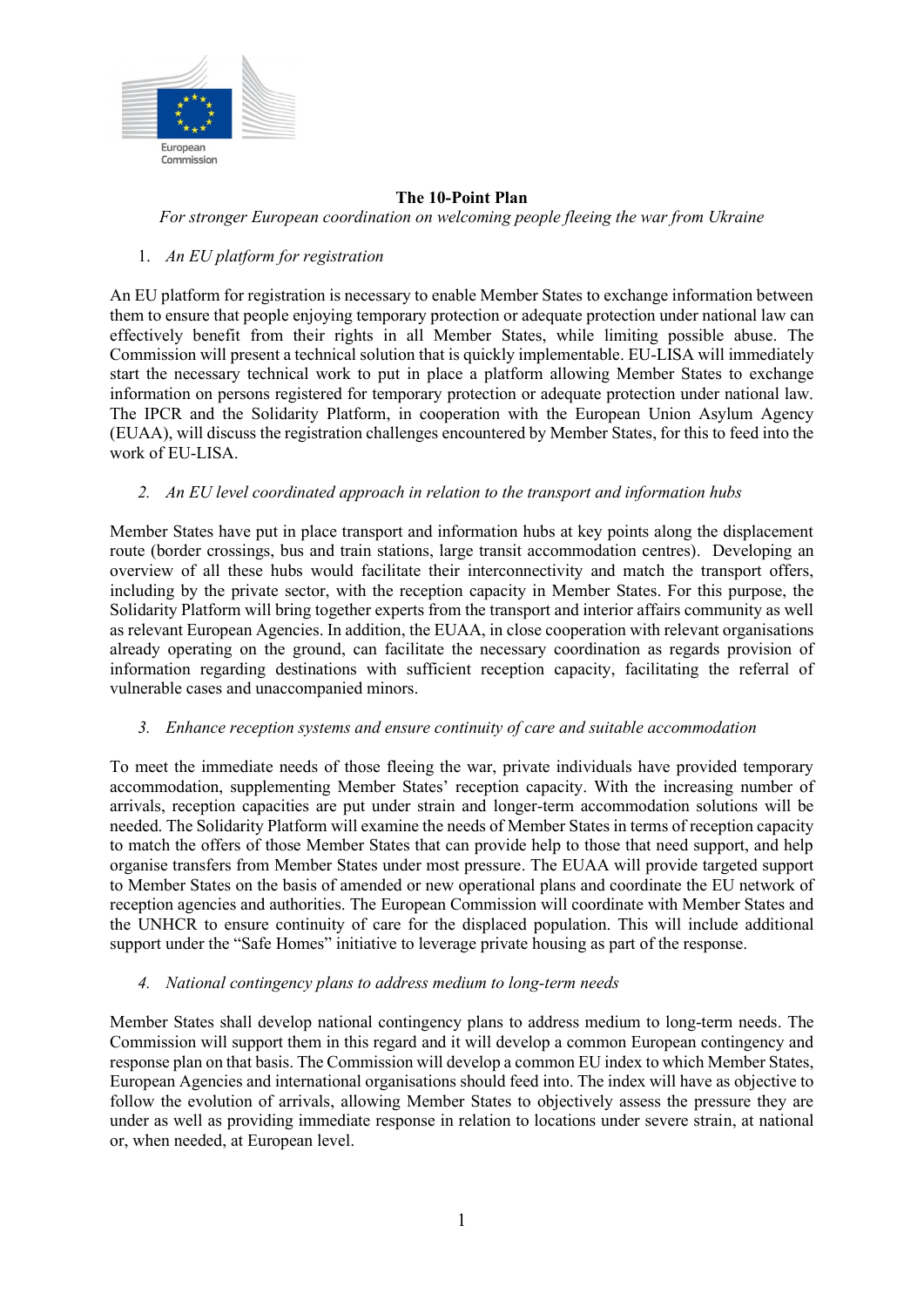**The 10-Point Plan**

*For stronger European coordination on welcoming people fleeing the war from Ukraine*

1. *An EU platform for registration*

An EU platform for registration is necessary to enable Member States to exchange information between them to ensure that people enjoying temporary protection or adequate protection under national law can effectively benefit from their rights in all Member States, while limiting possible abuse. The Commission will present a technical solution that is quickly implementable. EU-LISA will immediately start the necessary technical work to put in place a platform allowing Member States to exchange information on persons registered for temporary protection or adequate protection under national law. The IPCR and the Solidarity Platform, in cooperation with the European Union Asylum Agency (EUAA), will discuss the registration challenges encountered by Member States, for this to feed into the work of EU-LISA.

2. *An EU level coordinated approach in relation to the transport and information hubs*

Member States have put in place transport and information hubs at key points along the displacement route (border crossings, bus and train stations, large transit accommodation centres). Developing an overview of all these hubs would facilitate their interconnectivity and match the transport offers, including by the private sector, with the reception capacity in Member States. For this purpose, the Solidarity Platform will bring together experts from the transport and interior affairs community as well as relevant European Agencies. In addition, the EUAA, in close cooperation with relevant organisations already operating on the ground, can facilitate the necessary coordination as regards provision of information regarding destinations with sufficient reception capacity, facilitating the referral of vulnerable cases and unaccompanied minors.

3. *Enhance reception systems and ensure continuity of care and suitable accommodation*

To meet the immediate needs of those fleeing the war, private individuals have provided temporary accommodation, supplementing Member States' reception capacity. With the increasing number of arrivals, reception capacities are put under strain and longer-term accommodation solutions will be needed. The Solidarity Platform will examine the needs of Member States in terms of reception capacity to match the offers of those Member States that can provide help to those that need support, and help organise transfers from Member States under most pressure. The EUAA will provide targeted support to Member States on the basis of amended or new operational plans and coordinate the EU network of reception agencies and authorities. The European Commission will coordinate with Member States and the UNHCR to ensure continuity of care for the displaced population. This will include additional support under the "Safe Homes" initiative to leverage private housing as part of the response.

4. *National contingency plans to address medium to long-term needs*

Member States shall develop national contingency plans to address medium to long-term needs. The Commission will support them in this regard and it will develop a common European contingency and response plan on that basis. The Commission will develop a common EU index to which Member States, European Agencies and international organisations should feed into. The index will have as objective to follow the evolution of arrivals, allowing Member States to objectively assess the pressure they are under as well as providing immediate response in relation to locations under severe strain, at national or, when needed, at European level.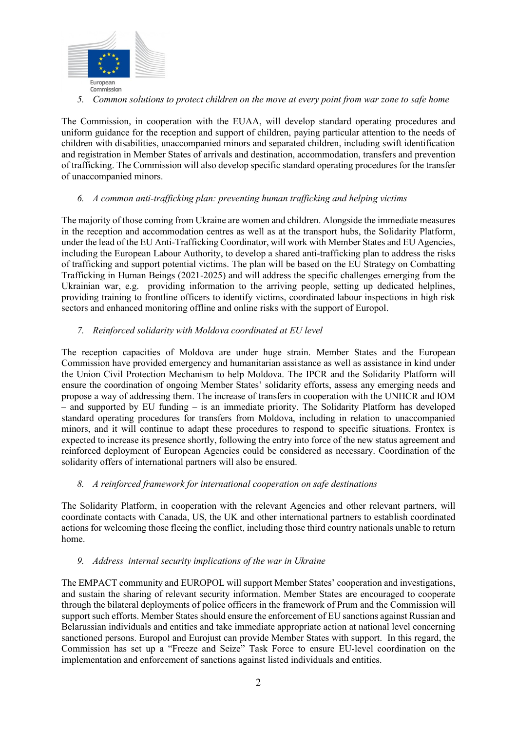*5. Common solutions to protect children on the move at every point from war zone to safe home*

The Commission, in cooperation with the EUAA, will develop standard operating procedures and uniform guidance for the reception and support of children, paying particular attention to the needs of children with disabilities, unaccompanied minors and separated children, including swift identification and registration in Member States of arrivals and destination, accommodation, transfers and prevention of trafficking. The Commission will also develop specific standard operating procedures for the transfer of unaccompanied minors.

*6. A common anti-trafficking plan: preventing human trafficking and helping victims*

The majority of those coming from Ukraine are women and children. Alongside the immediate measures in the reception and accommodation centres as well as at the transport hubs, the Solidarity Platform, under the lead of the EU Anti-Trafficking Coordinator, will work with Member States and EU Agencies, including the European Labour Authority, to develop a shared anti-trafficking plan to address the risks of trafficking and support potential victims. The plan will be based on the EU Strategy on Combatting Trafficking in Human Beings (2021-2025) and will address the specific challenges emerging from the Ukrainian war, e.g. providing information to the arriving people, setting up dedicated helplines, providing training to frontline officers to identify victims, coordinated labour inspections in high risk sectors and enhanced monitoring offline and online risks with the support of Europol.

*7. Reinforced solidarity with Moldova coordinated at EU level*

The reception capacities of Moldova are under huge strain. Member States and the European Commission have provided emergency and humanitarian assistance as well as assistance in kind under the Union Civil Protection Mechanism to help Moldova. The IPCR and the Solidarity Platform will ensure the coordination of ongoing Member States' solidarity efforts, assess any emerging needs and propose a way of addressing them. The increase of transfers in cooperation with the UNHCR and IOM – and supported by EU funding – is an immediate priority. The Solidarity Platform has developed standard operating procedures for transfers from Moldova, including in relation to unaccompanied minors, and it will continue to adapt these procedures to respond to specific situations. Frontex is expected to increase its presence shortly, following the entry into force of the new status agreement and reinforced deployment of European Agencies could be considered as necessary. Coordination of the solidarity offers of international partners will also be ensured.

*8. A reinforced framework for international cooperation on safe destinations*

The Solidarity Platform, in cooperation with the relevant Agencies and other relevant partners, will coordinate contacts with Canada, US, the UK and other international partners to establish coordinated actions for welcoming those fleeing the conflict, including those third country nationals unable to return home.

*9. Address internal security implications of the war in Ukraine*

The EMPACT community and EUROPOL will support Member States' cooperation and investigations, and sustain the sharing of relevant security information. Member States are encouraged to cooperate through the bilateral deployments of police officers in the framework of Prum and the Commission will support such efforts. Member States should ensure the enforcement of EU sanctions against Russian and Belarussian individuals and entities and take immediate appropriate action at national level concerning sanctioned persons. Europol and Eurojust can provide Member States with support. In this regard, the Commission has set up a "Freeze and Seize" Task Force to ensure EU-level coordination on the implementation and enforcement of sanctions against listed individuals and entities.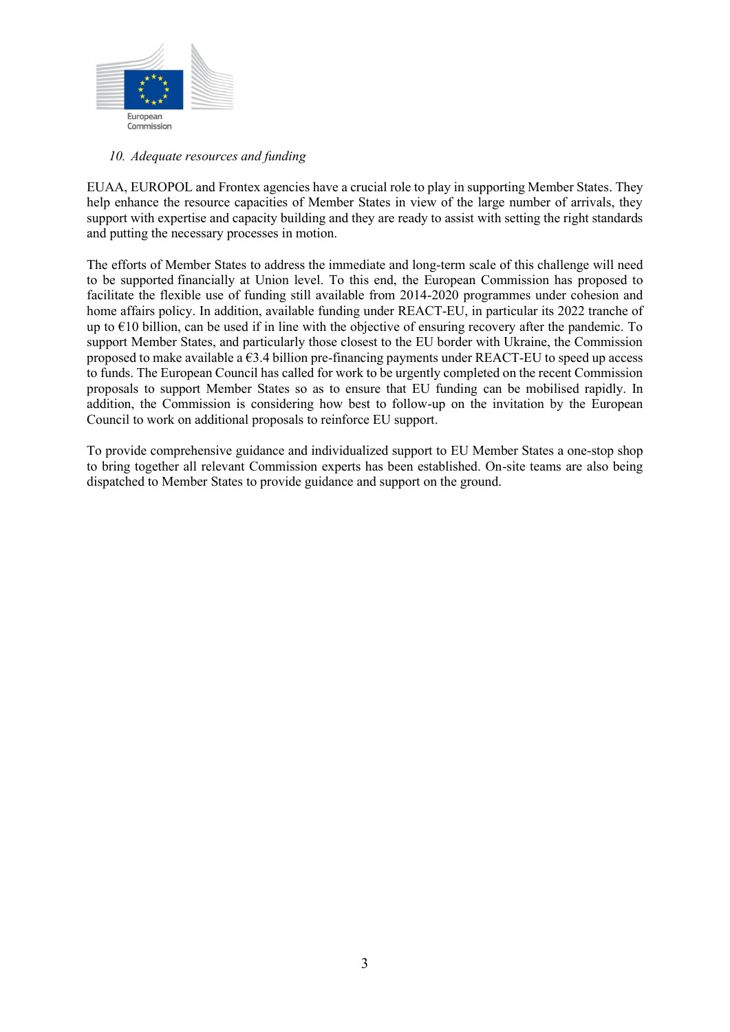*10. Adequate resources and funding*

EUAA, EUROPOL and Frontex agencies have a crucial role to play in supporting Member States. They help enhance the resource capacities of Member States in view of the large number of arrivals, they support with expertise and capacity building and they are ready to assist with setting the right standards and putting the necessary processes in motion.

The efforts of Member States to address the immediate and long-term scale of this challenge will need to be supported financially at Union level. To this end, the European Commission has proposed to facilitate the flexible use of funding still available from 2014-2020 programmes under cohesion and home affairs policy. In addition, available funding under REACT-EU, in particular its 2022 tranche of up to €10 billion, can be used if in line with the objective of ensuring recovery after the pandemic. To support Member States, and particularly those closest to the EU border with Ukraine, the Commission proposed to make available a €3.4 billion pre-financing payments under REACT-EU to speed up access to funds. The European Council has called for work to be urgently completed on the recent Commission proposals to support Member States so as to ensure that EU funding can be mobilised rapidly. In addition, the Commission is considering how best to follow-up on the invitation by the European Council to work on additional proposals to reinforce EU support.

To provide comprehensive guidance and individualized support to EU Member States a one-stop shop to bring together all relevant Commission experts has been established. On-site teams are also being dispatched to Member States to provide guidance and support on the ground.